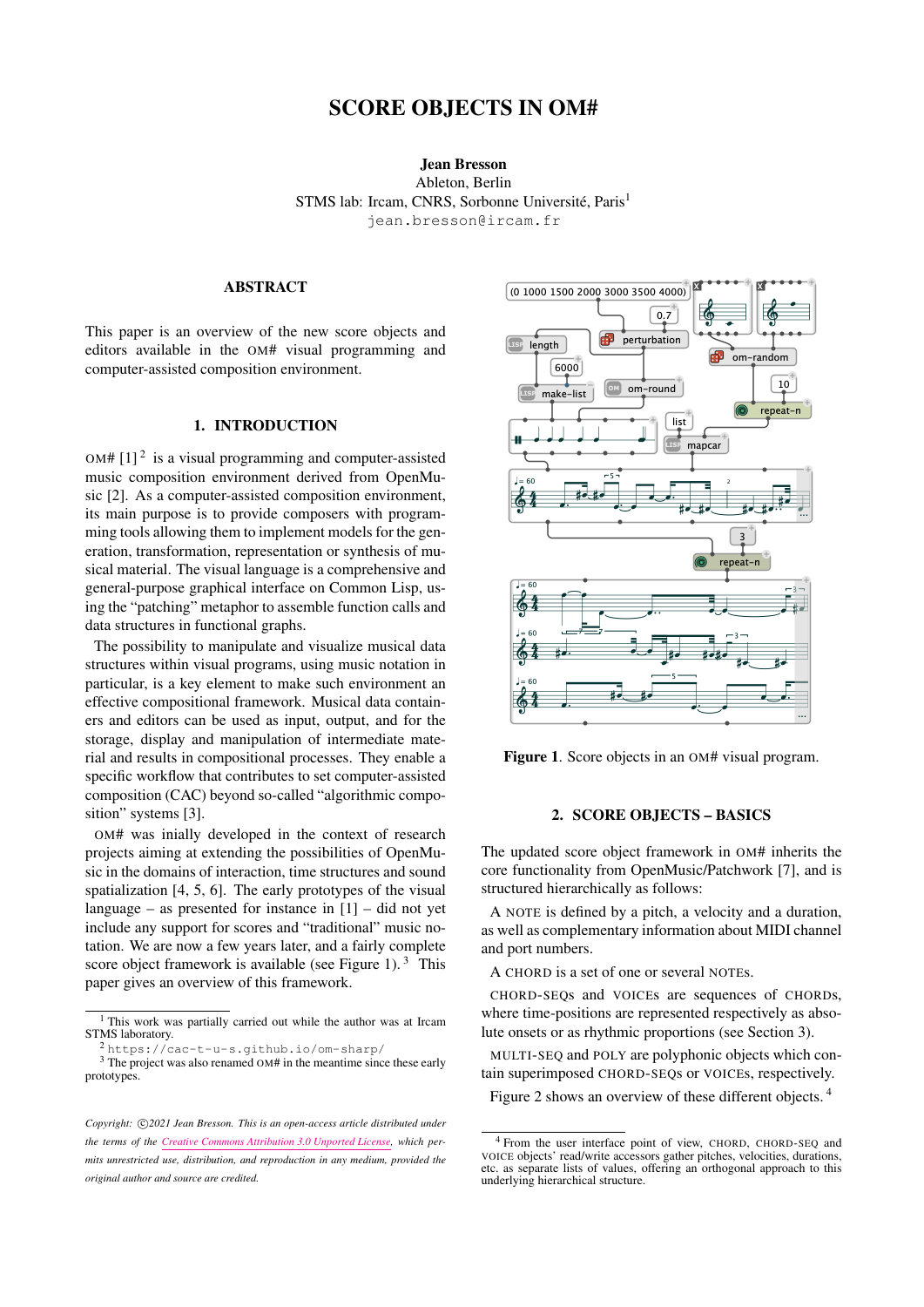# SCORE OBJECTS IN OM#

**Jean Bresson**
Ableton, Berlin
STMS lab: Ircam, CNRS, Sorbonne Université, Paris[1]
jean.bresson@ircam.fr

## ABSTRACT

This paper is an overview of the new score objects and editors available in the OM# visual programming and computer-assisted composition environment.

## 1. INTRODUCTION

OM# [1] [2] is a visual programming and computer-assisted music composition environment derived from OpenMusic [2]. As a computer-assisted composition environment, its main purpose is to provide composers with programming tools allowing them to implement models for the generation, transformation, representation or synthesis of musical material. The visual language is a comprehensive and general-purpose graphical interface on Common Lisp, using the "patching" metaphor to assemble function calls and data structures in functional graphs.

The possibility to manipulate and visualize musical data structures within visual programs, using music notation in particular, is a key element to make such environment an effective compositional framework. Musical data containers and editors can be used as input, output, and for the storage, display and manipulation of intermediate material and results in compositional processes. They enable a specific workflow that contributes to set computer-assisted composition (CAC) beyond so-called "algorithmic composition" systems [3].

OM# was inially developed in the context of research projects aiming at extending the possibilities of OpenMusic in the domains of interaction, time structures and sound spatialization [4, 5, 6]. The early prototypes of the visual language – as presented for instance in [1] – did not yet include any support for scores and "traditional" music notation. We are now a few years later, and a fairly complete score object framework is available (see Figure 1). [3] This paper gives an overview of this framework.

[1] This work was partially carried out while the author was at Ircam STMS laboratory.
[2] https://cac-t-u-s.github.io/om-sharp/
[3] The project was also renamed OM# in the meantime since these early prototypes.

*Copyright: ©2021 Jean Bresson. This is an open-access article distributed under the terms of the Creative Commons Attribution 3.0 Unported License, which permits unrestricted use, distribution, and reproduction in any medium, provided the original author and source are credited.*

**Figure 1**. Score objects in an OM# visual program.

## 2. SCORE OBJECTS – BASICS

The updated score object framework in OM# inherits the core functionality from OpenMusic/Patchwork [7], and is structured hierarchically as follows:

A NOTE is defined by a pitch, a velocity and a duration, as well as complementary information about MIDI channel and port numbers.

A CHORD is a set of one or several NOTEs.

CHORD-SEQs and VOICEs are sequences of CHORDs, where time-positions are represented respectively as absolute onsets or as rhythmic proportions (see Section 3).

MULTI-SEQ and POLY are polyphonic objects which contain superimposed CHORD-SEQs or VOICEs, respectively.

Figure 2 shows an overview of these different objects. [4]

[4] From the user interface point of view, CHORD, CHORD-SEQ and VOICE objects' read/write accessors gather pitches, velocities, durations, etc. as separate lists of values, offering an orthogonal approach to this underlying hierarchical structure.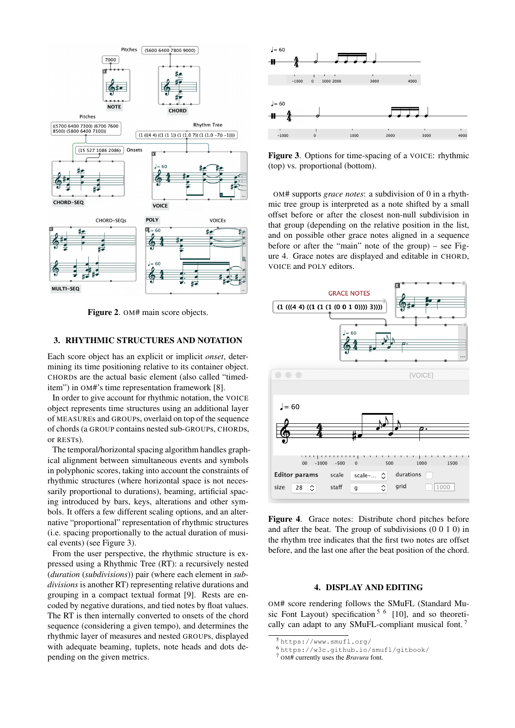**Figure 2**. OM# main score objects.

## 3. RHYTHMIC STRUCTURES AND NOTATION

Each score object has an explicit or implicit *onset*, determining its time positioning relative to its container object. CHORDs are the actual basic element (also called "timed-item") in OM#'s time representation framework [8].

In order to give account for rhythmic notation, the VOICE object represents time structures using an additional layer of MEASUREs and GROUPs, overlaid on top of the sequence of chords (a GROUP contains nested sub-GROUPs, CHORDs, or RESTs).

The temporal/horizontal spacing algorithm handles graphical alignment between simultaneous events and symbols in polyphonic scores, taking into account the constraints of rhythmic structures (where horizontal space is not necessarily proportional to durations), beaming, artificial spacing introduced by bars, keys, alterations and other symbols. It offers a few different scaling options, and an alternative "proportional" representation of rhythmic structures (i.e. spacing proportionally to the actual duration of musical events) (see Figure 3).

From the user perspective, the rhythmic structure is expressed using a Rhythmic Tree (RT): a recursively nested (*duration* (*subdivisions*)) pair (where each element in *subdivisions* is another RT) representing relative durations and grouping in a compact textual format [9]. Rests are encoded by negative durations, and tied notes by float values. The RT is then internally converted to onsets of the chord sequence (considering a given tempo), and determines the rhythmic layer of measures and nested GROUPs, displayed with adequate beaming, tuplets, note heads and dots depending on the given metrics.

**Figure 3**. Options for time-spacing of a VOICE: rhythmic (top) vs. proportional (bottom).

OM# supports *grace notes*: a subdivision of 0 in a rhythmic tree group is interpreted as a note shifted by a small offset before or after the closest non-null subdivision in that group (depending on the relative position in the list, and on possible other grace notes aligned in a sequence before or after the "main" note of the group) – see Figure 4. Grace notes are displayed and editable in CHORD, VOICE and POLY editors.

**Figure 4**. Grace notes: Distribute chord pitches before and after the beat. The group of subdivisions (0 0 1 0) in the rhythm tree indicates that the first two notes are offset before, and the last one after the beat position of the chord.

## 4. DISPLAY AND EDITING

OM# score rendering follows the SMuFL (Standard Music Font Layout) specification [5] [6] [10], and so theoretically can adapt to any SMuFL-compliant musical font. [7]

[5] https://www.smufl.org/
[6] https://w3c.github.io/smufl/gitbook/
[7] OM# currently uses the *Bravura* font.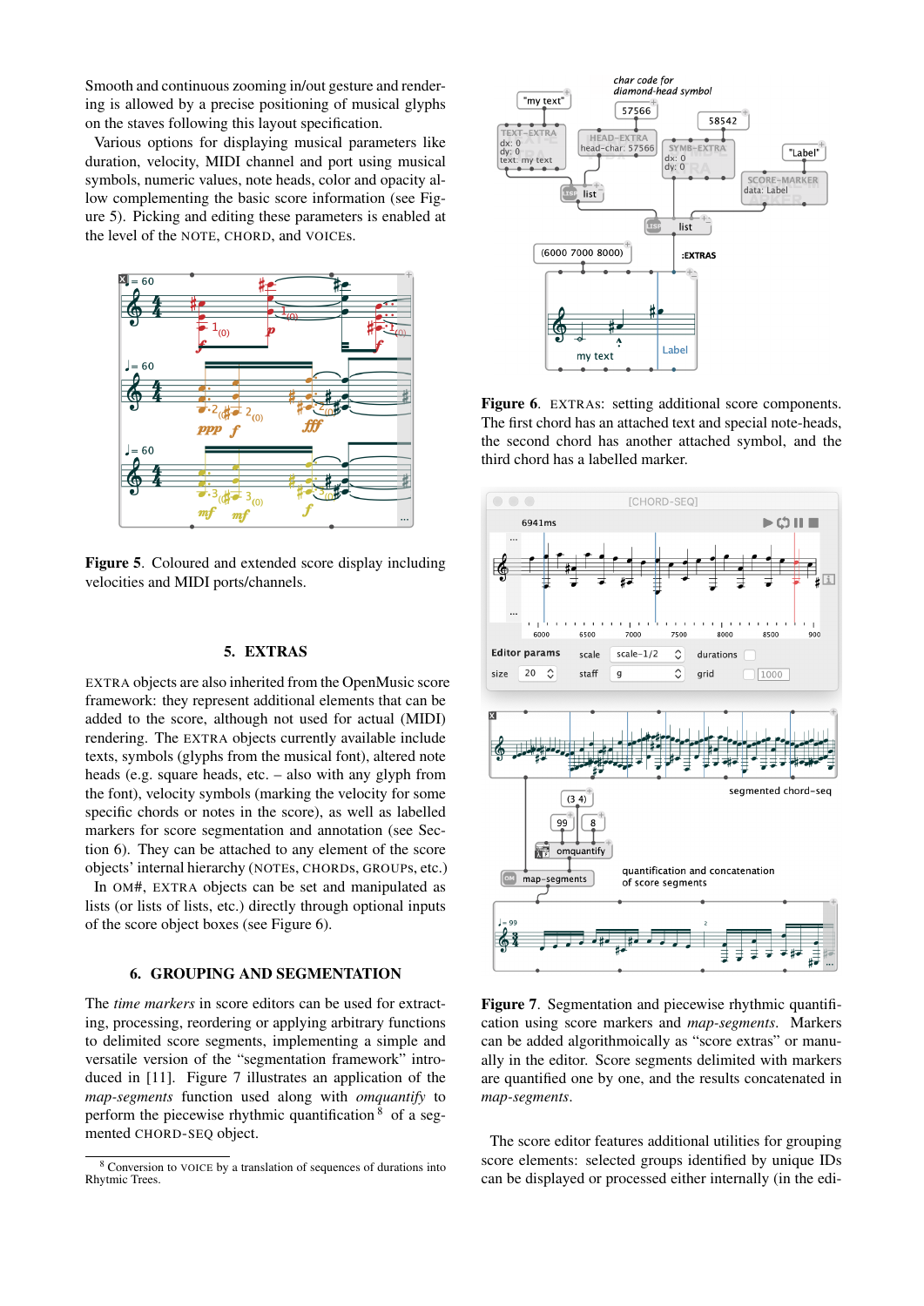Smooth and continuous zooming in/out gesture and rendering is allowed by a precise positioning of musical glyphs on the staves following this layout specification.

Various options for displaying musical parameters like duration, velocity, MIDI channel and port using musical symbols, numeric values, note heads, color and opacity allow complementing the basic score information (see Figure 5). Picking and editing these parameters is enabled at the level of the NOTE, CHORD, and VOICEs.

**Figure 5**. Coloured and extended score display including velocities and MIDI ports/channels.

## 5. EXTRAS

EXTRA objects are also inherited from the OpenMusic score framework: they represent additional elements that can be added to the score, although not used for actual (MIDI) rendering. The EXTRA objects currently available include texts, symbols (glyphs from the musical font), altered note heads (e.g. square heads, etc. – also with any glyph from the font), velocity symbols (marking the velocity for some specific chords or notes in the score), as well as labelled markers for score segmentation and annotation (see Section 6). They can be attached to any element of the score objects' internal hierarchy (NOTEs, CHORDs, GROUPs, etc.)

In OM#, EXTRA objects can be set and manipulated as lists (or lists of lists, etc.) directly through optional inputs of the score object boxes (see Figure 6).

## 6. GROUPING AND SEGMENTATION

The *time markers* in score editors can be used for extracting, processing, reordering or applying arbitrary functions to delimited score segments, implementing a simple and versatile version of the "segmentation framework" introduced in [11]. Figure 7 illustrates an application of the *map-segments* function used along with *omquantify* to perform the piecewise rhythmic quantification [8] of a segmented CHORD-SEQ object.

[8] Conversion to VOICE by a translation of sequences of durations into Rhytmic Trees.

**Figure 6**. EXTRAs: setting additional score components. The first chord has an attached text and special note-heads, the second chord has another attached symbol, and the third chord has a labelled marker.

**Figure 7**. Segmentation and piecewise rhythmic quantification using score markers and *map-segments*. Markers can be added algorithmoically as "score extras" or manually in the editor. Score segments delimited with markers are quantified one by one, and the results concatenated in *map-segments*.

The score editor features additional utilities for grouping score elements: selected groups identified by unique IDs can be displayed or processed either internally (in the edi-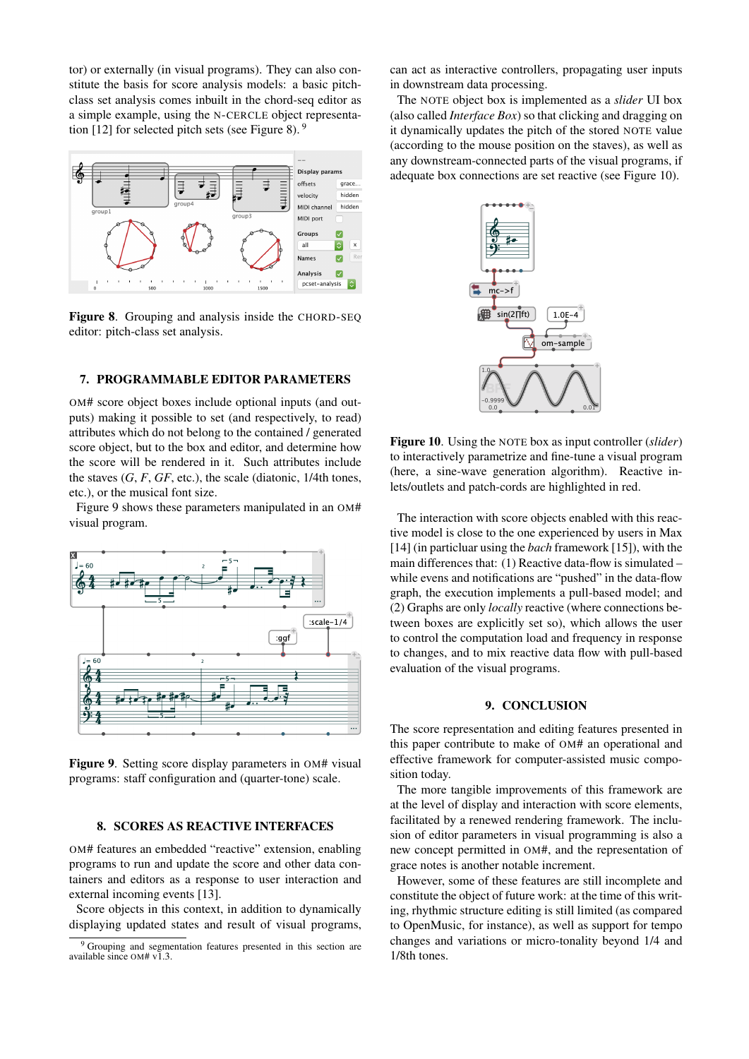tor) or externally (in visual programs). They can also constitute the basis for score analysis models: a basic pitch-class set analysis comes inbuilt in the chord-seq editor as a simple example, using the N-CERCLE object representation [12] for selected pitch sets (see Figure 8). [9]

**Figure 8**. Grouping and analysis inside the CHORD-SEQ editor: pitch-class set analysis.

## 7. PROGRAMMABLE EDITOR PARAMETERS

OM# score object boxes include optional inputs (and outputs) making it possible to set (and respectively, to read) attributes which do not belong to the contained / generated score object, but to the box and editor, and determine how the score will be rendered in it. Such attributes include the staves (*G*, *F*, *GF*, etc.), the scale (diatonic, 1/4th tones, etc.), or the musical font size.

Figure 9 shows these parameters manipulated in an OM# visual program.

**Figure 9**. Setting score display parameters in OM# visual programs: staff configuration and (quarter-tone) scale.

## 8. SCORES AS REACTIVE INTERFACES

OM# features an embedded "reactive" extension, enabling programs to run and update the score and other data containers and editors as a response to user interaction and external incoming events [13].

Score objects in this context, in addition to dynamically displaying updated states and result of visual programs, can act as interactive controllers, propagating user inputs in downstream data processing.

The NOTE object box is implemented as a *slider* UI box (also called *Interface Box*) so that clicking and dragging on it dynamically updates the pitch of the stored NOTE value (according to the mouse position on the staves), as well as any downstream-connected parts of the visual programs, if adequate box connections are set reactive (see Figure 10).

**Figure 10**. Using the NOTE box as input controller (*slider*) to interactively parametrize and fine-tune a visual program (here, a sine-wave generation algorithm). Reactive inlets/outlets and patch-cords are highlighted in red.

The interaction with score objects enabled with this reactive model is close to the one experienced by users in Max [14] (in particluar using the *bach* framework [15]), with the main differences that: (1) Reactive data-flow is simulated – while evens and notifications are "pushed" in the data-flow graph, the execution implements a pull-based model; and (2) Graphs are only *locally* reactive (where connections between boxes are explicitly set so), which allows the user to control the computation load and frequency in response to changes, and to mix reactive data flow with pull-based evaluation of the visual programs.

## 9. CONCLUSION

The score representation and editing features presented in this paper contribute to make of OM# an operational and effective framework for computer-assisted music composition today.

The more tangible improvements of this framework are at the level of display and interaction with score elements, facilitated by a renewed rendering framework. The inclusion of editor parameters in visual programming is also a new concept permitted in OM#, and the representation of grace notes is another notable increment.

However, some of these features are still incomplete and constitute the object of future work: at the time of this writing, rhythmic structure editing is still limited (as compared to OpenMusic, for instance), as well as support for tempo changes and variations or micro-tonality beyond 1/4 and 1/8th tones.

[9] Grouping and segmentation features presented in this section are available since OM# v1.3.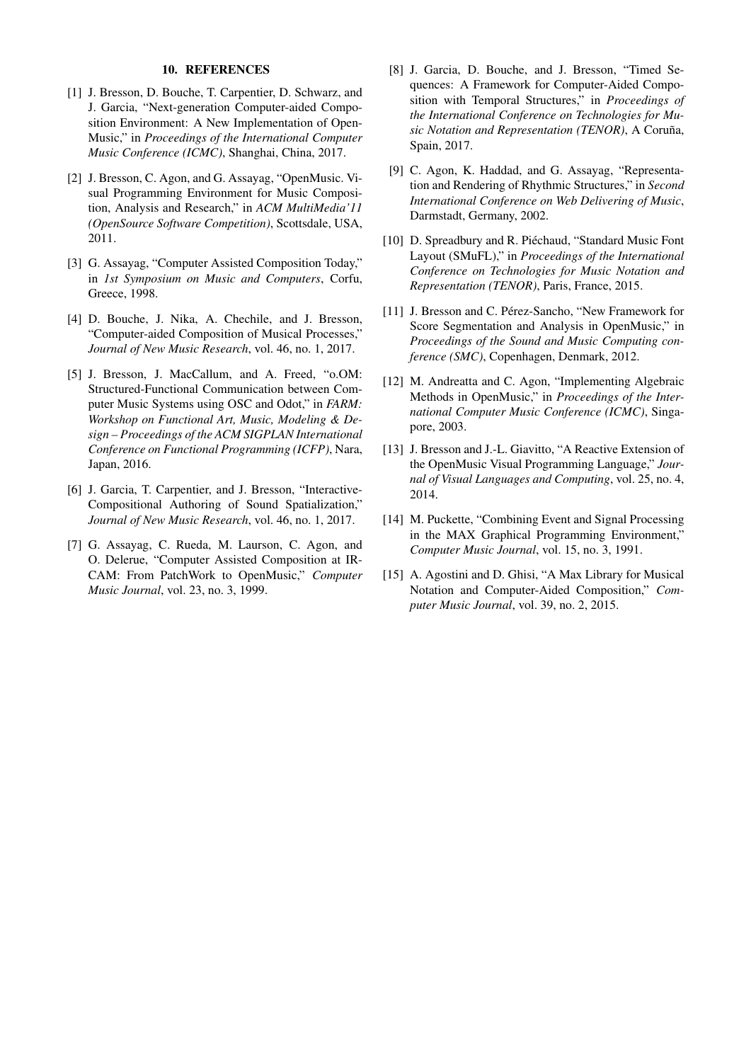## 10. REFERENCES

[1] J. Bresson, D. Bouche, T. Carpentier, D. Schwarz, and J. Garcia, "Next-generation Computer-aided Composition Environment: A New Implementation of OpenMusic," in *Proceedings of the International Computer Music Conference (ICMC)*, Shanghai, China, 2017.

[2] J. Bresson, C. Agon, and G. Assayag, "OpenMusic. Visual Programming Environment for Music Composition, Analysis and Research," in *ACM MultiMedia'11 (OpenSource Software Competition)*, Scottsdale, USA, 2011.

[3] G. Assayag, "Computer Assisted Composition Today," in *1st Symposium on Music and Computers*, Corfu, Greece, 1998.

[4] D. Bouche, J. Nika, A. Chechile, and J. Bresson, "Computer-aided Composition of Musical Processes," *Journal of New Music Research*, vol. 46, no. 1, 2017.

[5] J. Bresson, J. MacCallum, and A. Freed, "o.OM: Structured-Functional Communication between Computer Music Systems using OSC and Odot," in *FARM: Workshop on Functional Art, Music, Modeling & Design – Proceedings of the ACM SIGPLAN International Conference on Functional Programming (ICFP)*, Nara, Japan, 2016.

[6] J. Garcia, T. Carpentier, and J. Bresson, "Interactive-Compositional Authoring of Sound Spatialization," *Journal of New Music Research*, vol. 46, no. 1, 2017.

[7] G. Assayag, C. Rueda, M. Laurson, C. Agon, and O. Delerue, "Computer Assisted Composition at IRCAM: From PatchWork to OpenMusic," *Computer Music Journal*, vol. 23, no. 3, 1999.

[8] J. Garcia, D. Bouche, and J. Bresson, "Timed Sequences: A Framework for Computer-Aided Composition with Temporal Structures," in *Proceedings of the International Conference on Technologies for Music Notation and Representation (TENOR)*, A Coruña, Spain, 2017.

[9] C. Agon, K. Haddad, and G. Assayag, "Representation and Rendering of Rhythmic Structures," in *Second International Conference on Web Delivering of Music*, Darmstadt, Germany, 2002.

[10] D. Spreadbury and R. Piéchaud, "Standard Music Font Layout (SMuFL)," in *Proceedings of the International Conference on Technologies for Music Notation and Representation (TENOR)*, Paris, France, 2015.

[11] J. Bresson and C. Pérez-Sancho, "New Framework for Score Segmentation and Analysis in OpenMusic," in *Proceedings of the Sound and Music Computing conference (SMC)*, Copenhagen, Denmark, 2012.

[12] M. Andreatta and C. Agon, "Implementing Algebraic Methods in OpenMusic," in *Proceedings of the International Computer Music Conference (ICMC)*, Singapore, 2003.

[13] J. Bresson and J.-L. Giavitto, "A Reactive Extension of the OpenMusic Visual Programming Language," *Journal of Visual Languages and Computing*, vol. 25, no. 4, 2014.

[14] M. Puckette, "Combining Event and Signal Processing in the MAX Graphical Programming Environment," *Computer Music Journal*, vol. 15, no. 3, 1991.

[15] A. Agostini and D. Ghisi, "A Max Library for Musical Notation and Computer-Aided Composition," *Computer Music Journal*, vol. 39, no. 2, 2015.